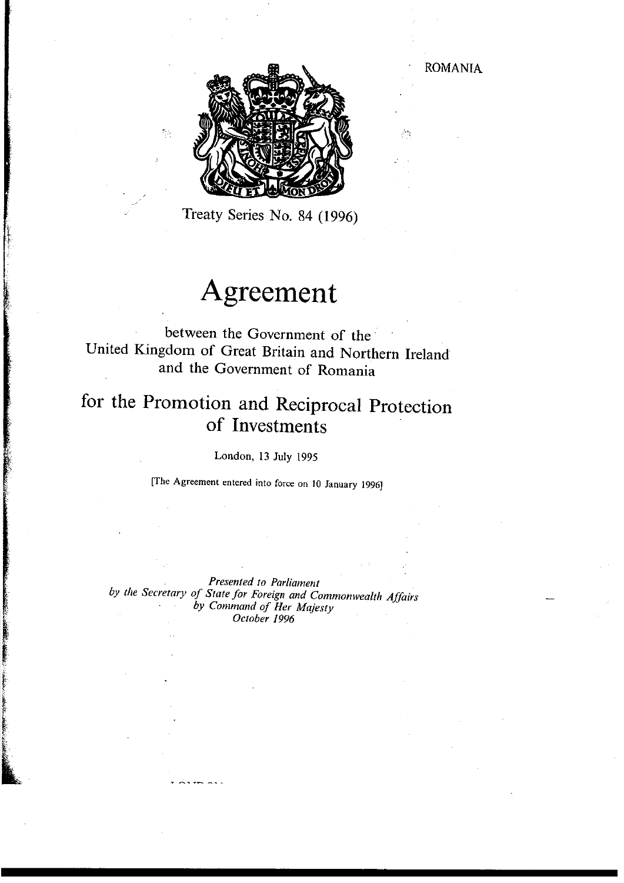ROMANIA

Treaty Series No. 84 (1996)

# Agreement

between the Government of the United Kingdom of Great Britain and Northern Ireland and the Government of Romania

## for the Promotion and Reciprocal Protection of Investments

London, 13 July 1995

[The Agreement entered into force on 10 January 1996]

*Presented to Parliament*
*by the Secretary of State for Foreign and Commonwealth Affairs*
*by Command of Her Majesty*
*October 1996*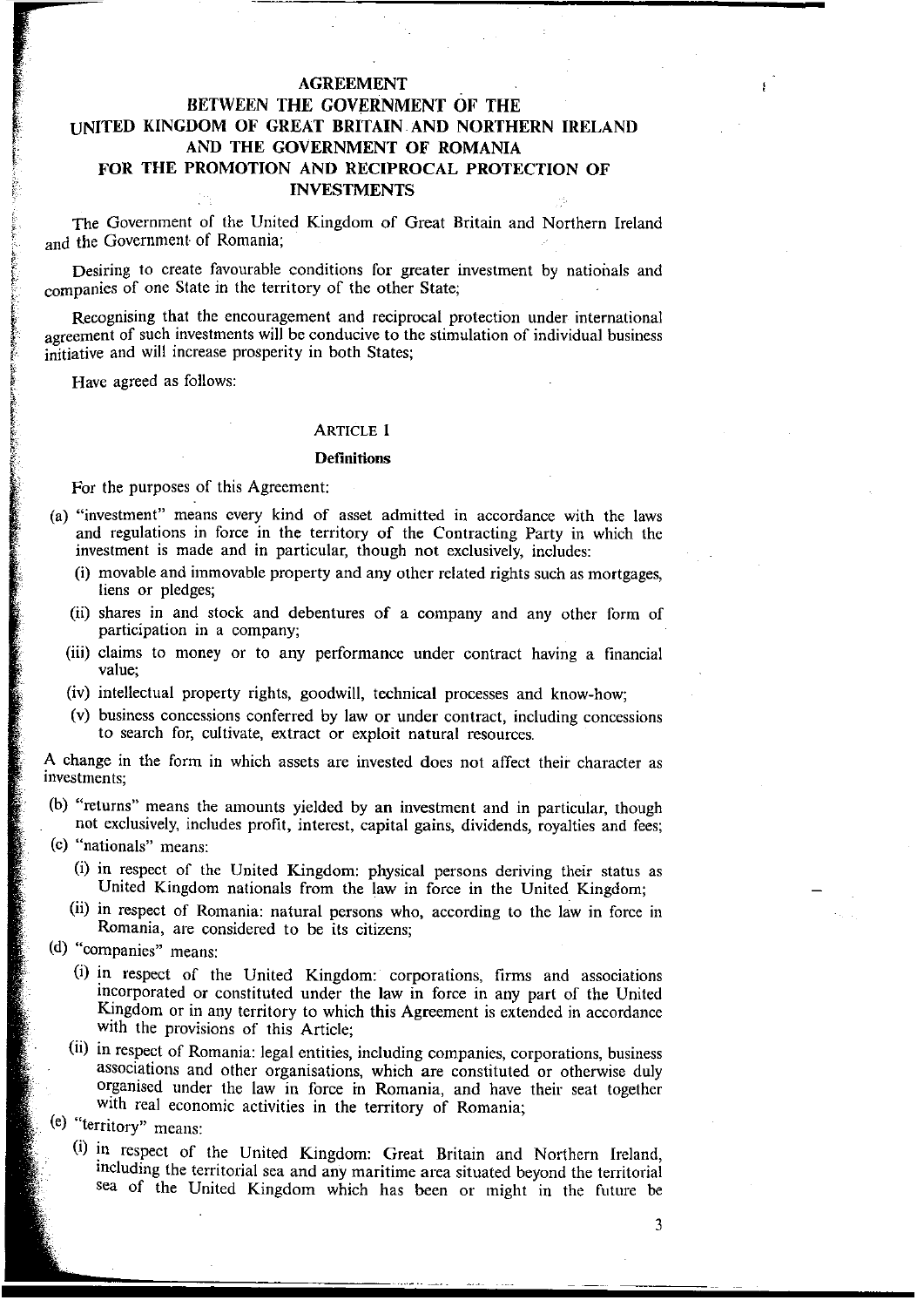# AGREEMENT
## BETWEEN THE GOVERNMENT OF THE UNITED KINGDOM OF GREAT BRITAIN AND NORTHERN IRELAND AND THE GOVERNMENT OF ROMANIA FOR THE PROMOTION AND RECIPROCAL PROTECTION OF INVESTMENTS

The Government of the United Kingdom of Great Britain and Northern Ireland and the Government of Romania;

Desiring to create favourable conditions for greater investment by nationals and companies of one State in the territory of the other State;

Recognising that the encouragement and reciprocal protection under international agreement of such investments will be conducive to the stimulation of individual business initiative and will increase prosperity in both States;

Have agreed as follows:

### ARTICLE 1

#### Definitions

For the purposes of this Agreement:

(a) "investment" means every kind of asset admitted in accordance with the laws and regulations in force in the territory of the Contracting Party in which the investment is made and in particular, though not exclusively, includes:

  (i) movable and immovable property and any other related rights such as mortgages, liens or pledges;

  (ii) shares in and stock and debentures of a company and any other form of participation in a company;

  (iii) claims to money or to any performance under contract having a financial value;

  (iv) intellectual property rights, goodwill, technical processes and know-how;

  (v) business concessions conferred by law or under contract, including concessions to search for, cultivate, extract or exploit natural resources.

A change in the form in which assets are invested does not affect their character as investments;

(b) "returns" means the amounts yielded by an investment and in particular, though not exclusively, includes profit, interest, capital gains, dividends, royalties and fees;

(c) "nationals" means:

  (i) in respect of the United Kingdom: physical persons deriving their status as United Kingdom nationals from the law in force in the United Kingdom;

  (ii) in respect of Romania: natural persons who, according to the law in force in Romania, are considered to be its citizens;

(d) "companies" means:

  (i) in respect of the United Kingdom: corporations, firms and associations incorporated or constituted under the law in force in any part of the United Kingdom or in any territory to which this Agreement is extended in accordance with the provisions of this Article;

  (ii) in respect of Romania: legal entities, including companies, corporations, business associations and other organisations, which are constituted or otherwise duly organised under the law in force in Romania, and have their seat together with real economic activities in the territory of Romania;

(e) "territory" means:

  (i) in respect of the United Kingdom: Great Britain and Northern Ireland, including the territorial sea and any maritime area situated beyond the territorial sea of the United Kingdom which has been or might in the future be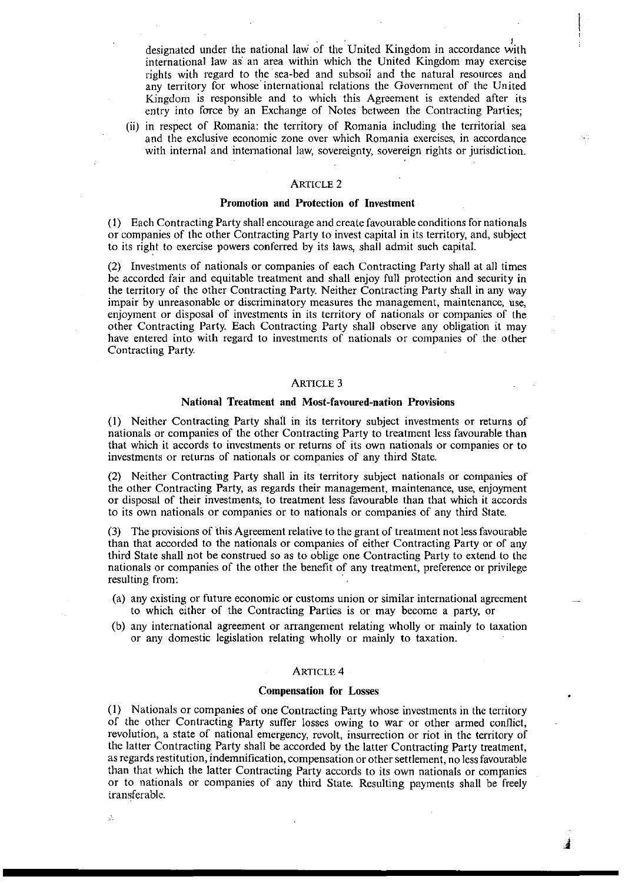designated under the national law of the United Kingdom in accordance with international law as an area within which the United Kingdom may exercise rights with regard to the sea-bed and subsoil and the natural resources and any territory for whose international relations the Government of the United Kingdom is responsible and to which this Agreement is extended after its entry into force by an Exchange of Notes between the Contracting Parties;

(ii) in respect of Romania: the territory of Romania including the territorial sea and the exclusive economic zone over which Romania exercises, in accordance with internal and international law, sovereignty, sovereign rights or jurisdiction.

### ARTICLE 2

### Promotion and Protection of Investment

(1) Each Contracting Party shall encourage and create favourable conditions for nationals or companies of the other Contracting Party to invest capital in its territory, and, subject to its right to exercise powers conferred by its laws, shall admit such capital.

(2) Investments of nationals or companies of each Contracting Party shall at all times be accorded fair and equitable treatment and shall enjoy full protection and security in the territory of the other Contracting Party. Neither Contracting Party shall in any way impair by unreasonable or discriminatory measures the management, maintenance, use, enjoyment or disposal of investments in its territory of nationals or companies of the other Contracting Party. Each Contracting Party shall observe any obligation it may have entered into with regard to investments of nationals or companies of the other Contracting Party.

### ARTICLE 3

### National Treatment and Most-favoured-nation Provisions

(1) Neither Contracting Party shall in its territory subject investments or returns of nationals or companies of the other Contracting Party to treatment less favourable than that which it accords to investments or returns of its own nationals or companies or to investments or returns of nationals or companies of any third State.

(2) Neither Contracting Party shall in its territory subject nationals or companies of the other Contracting Party, as regards their management, maintenance, use, enjoyment or disposal of their investments, to treatment less favourable than that which it accords to its own nationals or companies or to nationals or companies of any third State.

(3) The provisions of this Agreement relative to the grant of treatment not less favourable than that accorded to the nationals or companies of either Contracting Party or of any third State shall not be construed so as to oblige one Contracting Party to extend to the nationals or companies of the other the benefit of any treatment, preference or privilege resulting from:

(a) any existing or future economic or customs union or similar international agreement to which either of the Contracting Parties is or may become a party, or

(b) any international agreement or arrangement relating wholly or mainly to taxation or any domestic legislation relating wholly or mainly to taxation.

### ARTICLE 4

### Compensation for Losses

(1) Nationals or companies of one Contracting Party whose investments in the territory of the other Contracting Party suffer losses owing to war or other armed conflict, revolution, a state of national emergency, revolt, insurrection or riot in the territory of the latter Contracting Party shall be accorded by the latter Contracting Party treatment, as regards restitution, indemnification, compensation or other settlement, no less favourable than that which the latter Contracting Party accords to its own nationals or companies or to nationals or companies of any third State. Resulting payments shall be freely transferable.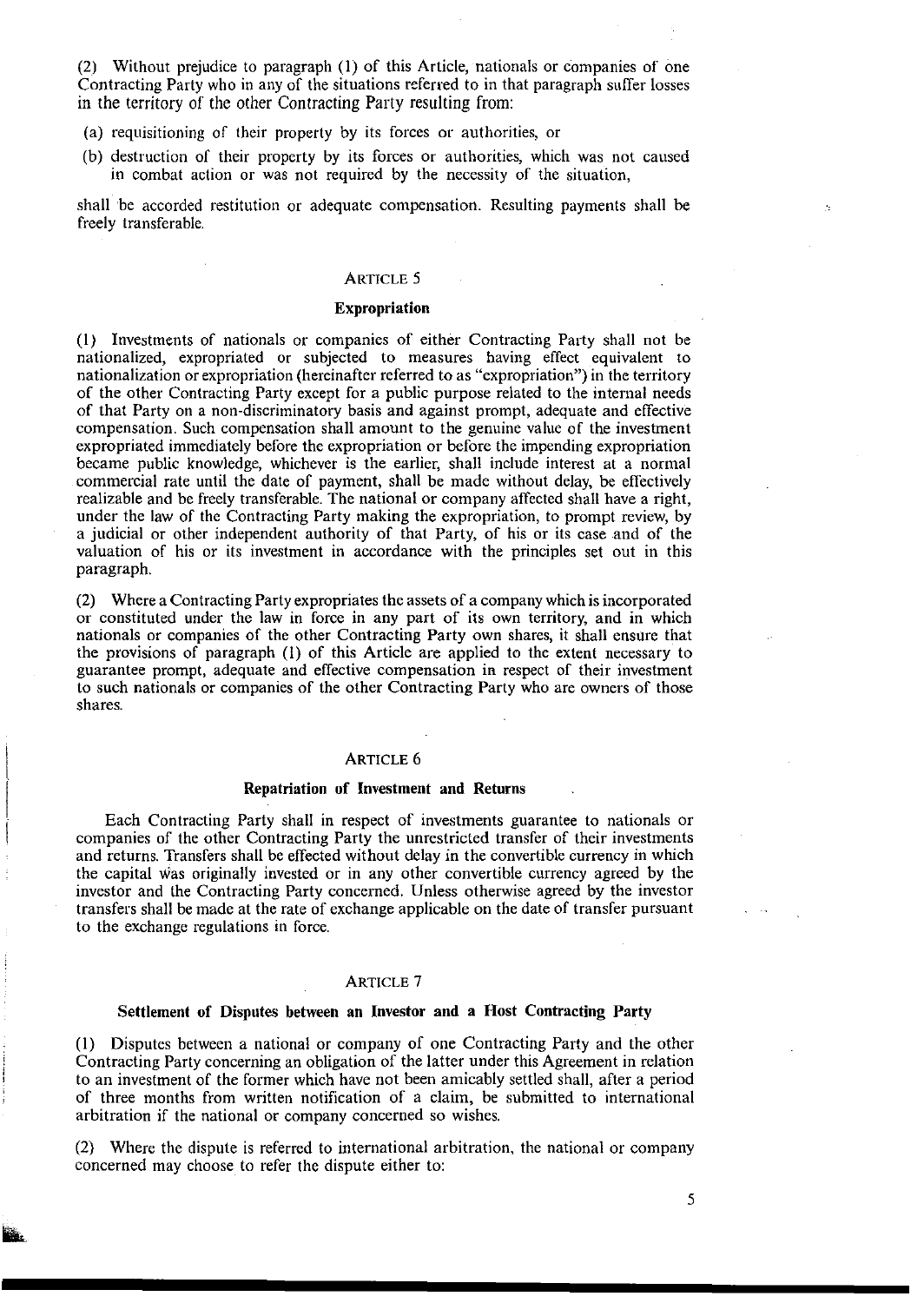(2) Without prejudice to paragraph (1) of this Article, nationals or companies of one Contracting Party who in any of the situations referred to in that paragraph suffer losses in the territory of the other Contracting Party resulting from:

(a) requisitioning of their property by its forces or authorities, or

(b) destruction of their property by its forces or authorities, which was not caused in combat action or was not required by the necessity of the situation,

shall be accorded restitution or adequate compensation. Resulting payments shall be freely transferable.

### ARTICLE 5

#### Expropriation

(1) Investments of nationals or companies of either Contracting Party shall not be nationalized, expropriated or subjected to measures having effect equivalent to nationalization or expropriation (hereinafter referred to as "expropriation") in the territory of the other Contracting Party except for a public purpose related to the internal needs of that Party on a non-discriminatory basis and against prompt, adequate and effective compensation. Such compensation shall amount to the genuine value of the investment expropriated immediately before the expropriation or before the impending expropriation became public knowledge, whichever is the earlier, shall include interest at a normal commercial rate until the date of payment, shall be made without delay, be effectively realizable and be freely transferable. The national or company affected shall have a right, under the law of the Contracting Party making the expropriation, to prompt review, by a judicial or other independent authority of that Party, of his or its case and of the valuation of his or its investment in accordance with the principles set out in this paragraph.

(2) Where a Contracting Party expropriates the assets of a company which is incorporated or constituted under the law in force in any part of its own territory, and in which nationals or companies of the other Contracting Party own shares, it shall ensure that the provisions of paragraph (1) of this Article are applied to the extent necessary to guarantee prompt, adequate and effective compensation in respect of their investment to such nationals or companies of the other Contracting Party who are owners of those shares.

### ARTICLE 6

#### Repatriation of Investment and Returns

Each Contracting Party shall in respect of investments guarantee to nationals or companies of the other Contracting Party the unrestricted transfer of their investments and returns. Transfers shall be effected without delay in the convertible currency in which the capital was originally invested or in any other convertible currency agreed by the investor and the Contracting Party concerned. Unless otherwise agreed by the investor transfers shall be made at the rate of exchange applicable on the date of transfer pursuant to the exchange regulations in force.

### ARTICLE 7

#### Settlement of Disputes between an Investor and a Host Contracting Party

(1) Disputes between a national or company of one Contracting Party and the other Contracting Party concerning an obligation of the latter under this Agreement in relation to an investment of the former which have not been amicably settled shall, after a period of three months from written notification of a claim, be submitted to international arbitration if the national or company concerned so wishes.

(2) Where the dispute is referred to international arbitration, the national or company concerned may choose to refer the dispute either to: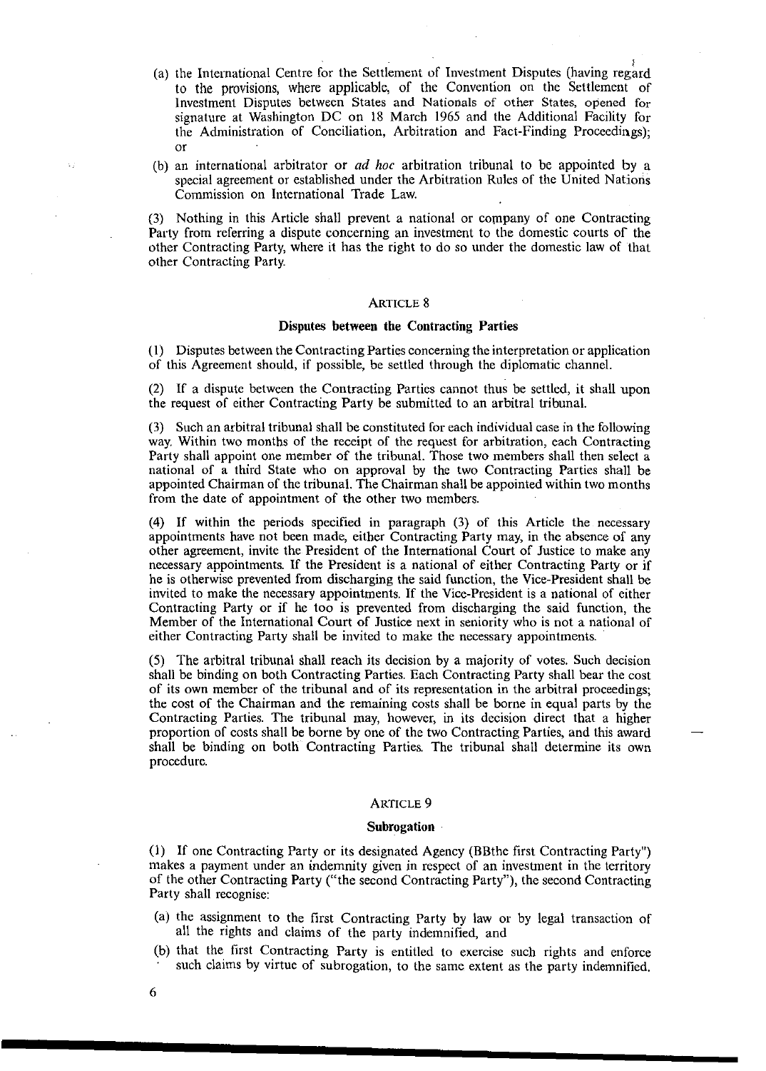(a) the International Centre for the Settlement of Investment Disputes (having regard to the provisions, where applicable, of the Convention on the Settlement of Investment Disputes between States and Nationals of other States, opened for signature at Washington DC on 18 March 1965 and the Additional Facility for the Administration of Conciliation, Arbitration and Fact-Finding Proceedings); or

(b) an international arbitrator or *ad hoc* arbitration tribunal to be appointed by a special agreement or established under the Arbitration Rules of the United Nations Commission on International Trade Law.

(3) Nothing in this Article shall prevent a national or company of one Contracting Party from referring a dispute concerning an investment to the domestic courts of the other Contracting Party, where it has the right to do so under the domestic law of that other Contracting Party.

## ARTICLE 8

### Disputes between the Contracting Parties

(1) Disputes between the Contracting Parties concerning the interpretation or application of this Agreement should, if possible, be settled through the diplomatic channel.

(2) If a dispute between the Contracting Parties cannot thus be settled, it shall upon the request of either Contracting Party be submitted to an arbitral tribunal.

(3) Such an arbitral tribunal shall be constituted for each individual case in the following way. Within two months of the receipt of the request for arbitration, each Contracting Party shall appoint one member of the tribunal. Those two members shall then select a national of a third State who on approval by the two Contracting Parties shall be appointed Chairman of the tribunal. The Chairman shall be appointed within two months from the date of appointment of the other two members.

(4) If within the periods specified in paragraph (3) of this Article the necessary appointments have not been made, either Contracting Party may, in the absence of any other agreement, invite the President of the International Court of Justice to make any necessary appointments. If the President is a national of either Contracting Party or if he is otherwise prevented from discharging the said function, the Vice-President shall be invited to make the necessary appointments. If the Vice-President is a national of either Contracting Party or if he too is prevented from discharging the said function, the Member of the International Court of Justice next in seniority who is not a national of either Contracting Party shall be invited to make the necessary appointments.

(5) The arbitral tribunal shall reach its decision by a majority of votes. Such decision shall be binding on both Contracting Parties. Each Contracting Party shall bear the cost of its own member of the tribunal and of its representation in the arbitral proceedings; the cost of the Chairman and the remaining costs shall be borne in equal parts by the Contracting Parties. The tribunal may, however, in its decision direct that a higher proportion of costs shall be borne by one of the two Contracting Parties, and this award shall be binding on both Contracting Parties. The tribunal shall determine its own procedure.

## ARTICLE 9

### Subrogation

(1) If one Contracting Party or its designated Agency (BBthe first Contracting Party") makes a payment under an indemnity given in respect of an investment in the territory of the other Contracting Party ("the second Contracting Party"), the second Contracting Party shall recognise:

(a) the assignment to the first Contracting Party by law or by legal transaction of all the rights and claims of the party indemnified, and

(b) that the first Contracting Party is entitled to exercise such rights and enforce such claims by virtue of subrogation, to the same extent as the party indemnified.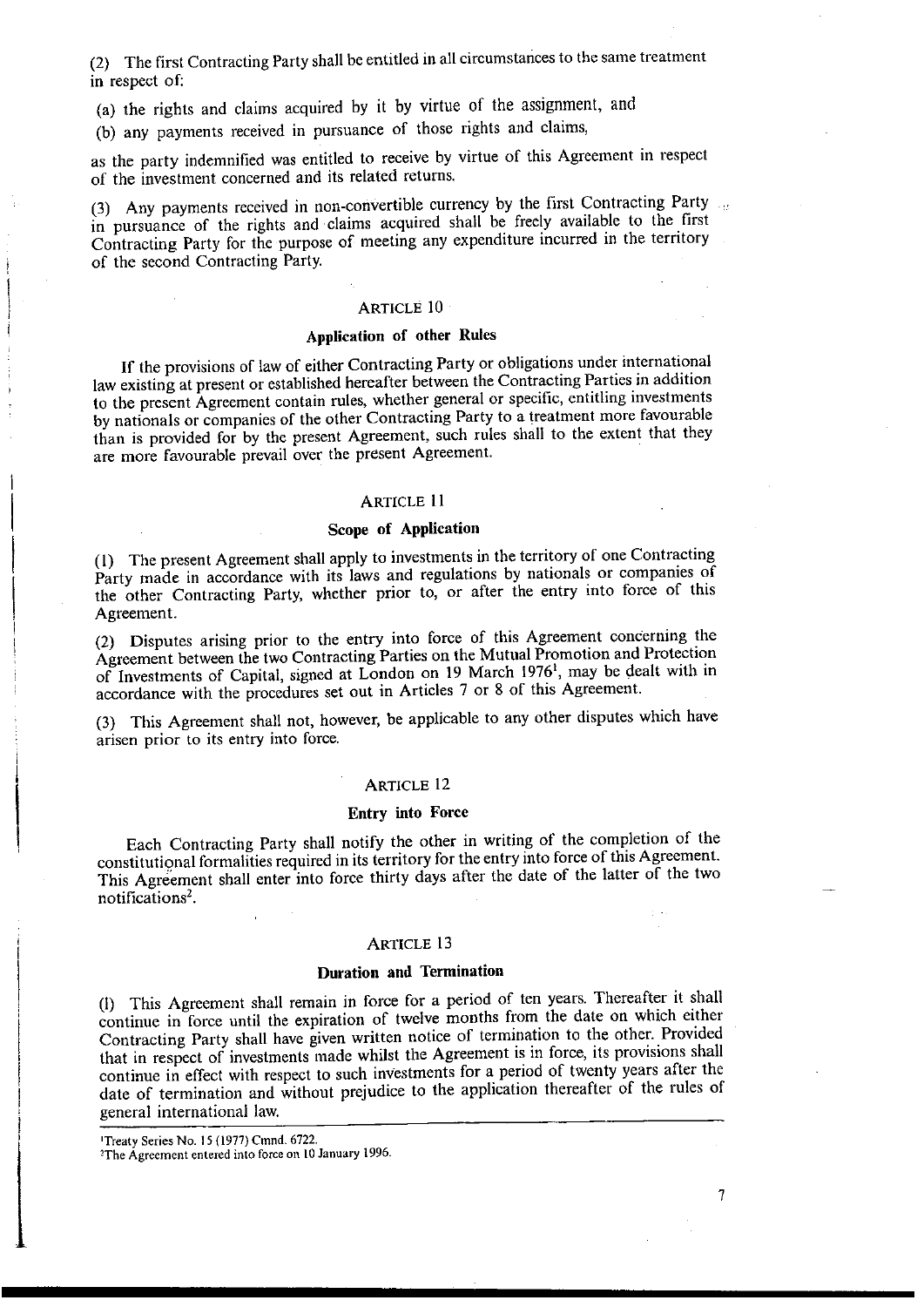(2) The first Contracting Party shall be entitled in all circumstances to the same treatment in respect of:

(a) the rights and claims acquired by it by virtue of the assignment, and

(b) any payments received in pursuance of those rights and claims,

as the party indemnified was entitled to receive by virtue of this Agreement in respect of the investment concerned and its related returns.

(3) Any payments received in non-convertible currency by the first Contracting Party in pursuance of the rights and claims acquired shall be freely available to the first Contracting Party for the purpose of meeting any expenditure incurred in the territory of the second Contracting Party.

### ARTICLE 10

### Application of other Rules

If the provisions of law of either Contracting Party or obligations under international law existing at present or established hereafter between the Contracting Parties in addition to the present Agreement contain rules, whether general or specific, entitling investments by nationals or companies of the other Contracting Party to a treatment more favourable than is provided for by the present Agreement, such rules shall to the extent that they are more favourable prevail over the present Agreement.

### ARTICLE 11

### Scope of Application

(1) The present Agreement shall apply to investments in the territory of one Contracting Party made in accordance with its laws and regulations by nationals or companies of the other Contracting Party, whether prior to, or after the entry into force of this Agreement.

(2) Disputes arising prior to the entry into force of this Agreement concerning the Agreement between the two Contracting Parties on the Mutual Promotion and Protection of Investments of Capital, signed at London on 19 March 1976[1], may be dealt with in accordance with the procedures set out in Articles 7 or 8 of this Agreement.

(3) This Agreement shall not, however, be applicable to any other disputes which have arisen prior to its entry into force.

### ARTICLE 12

### Entry into Force

Each Contracting Party shall notify the other in writing of the completion of the constitutional formalities required in its territory for the entry into force of this Agreement. This Agreement shall enter into force thirty days after the date of the latter of the two notifications[2].

### ARTICLE 13

### Duration and Termination

(1) This Agreement shall remain in force for a period of ten years. Thereafter it shall continue in force until the expiration of twelve months from the date on which either Contracting Party shall have given written notice of termination to the other. Provided that in respect of investments made whilst the Agreement is in force, its provisions shall continue in effect with respect to such investments for a period of twenty years after the date of termination and without prejudice to the application thereafter of the rules of general international law.

---

[1] Treaty Series No. 15 (1977) Cmnd. 6722.

[2] The Agreement entered into force on 10 January 1996.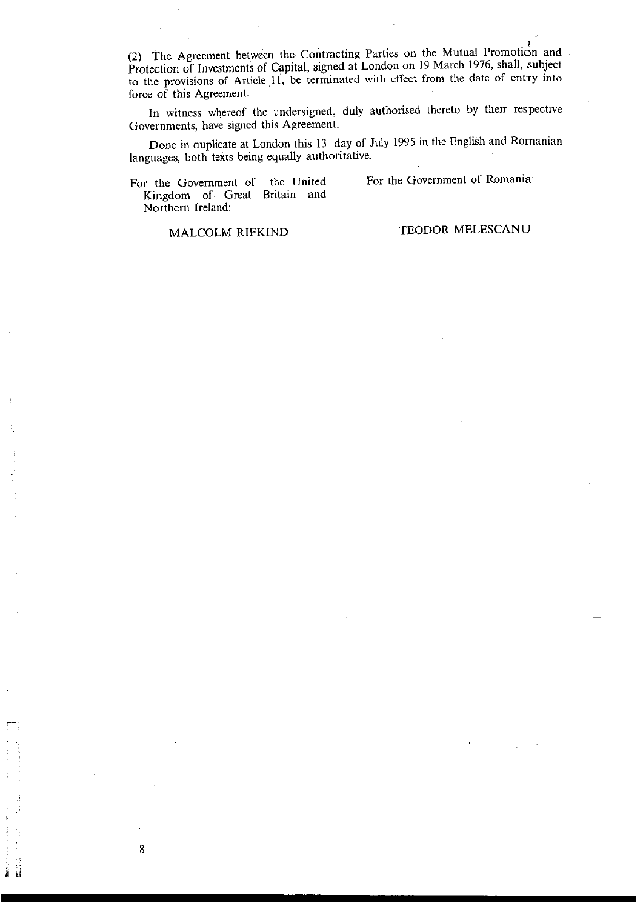(2) The Agreement between the Contracting Parties on the Mutual Promotion and Protection of Investments of Capital, signed at London on 19 March 1976, shall, subject to the provisions of Article 11, be terminated with effect from the date of entry into force of this Agreement.

In witness whereof the undersigned, duly authorised thereto by their respective Governments, have signed this Agreement.

Done in duplicate at London this 13 day of July 1995 in the English and Romanian languages, both texts being equally authoritative.

For the Government of the United Kingdom of Great Britain and Northern Ireland:

MALCOLM RIFKIND

For the Government of Romania:

TEODOR MELESCANU